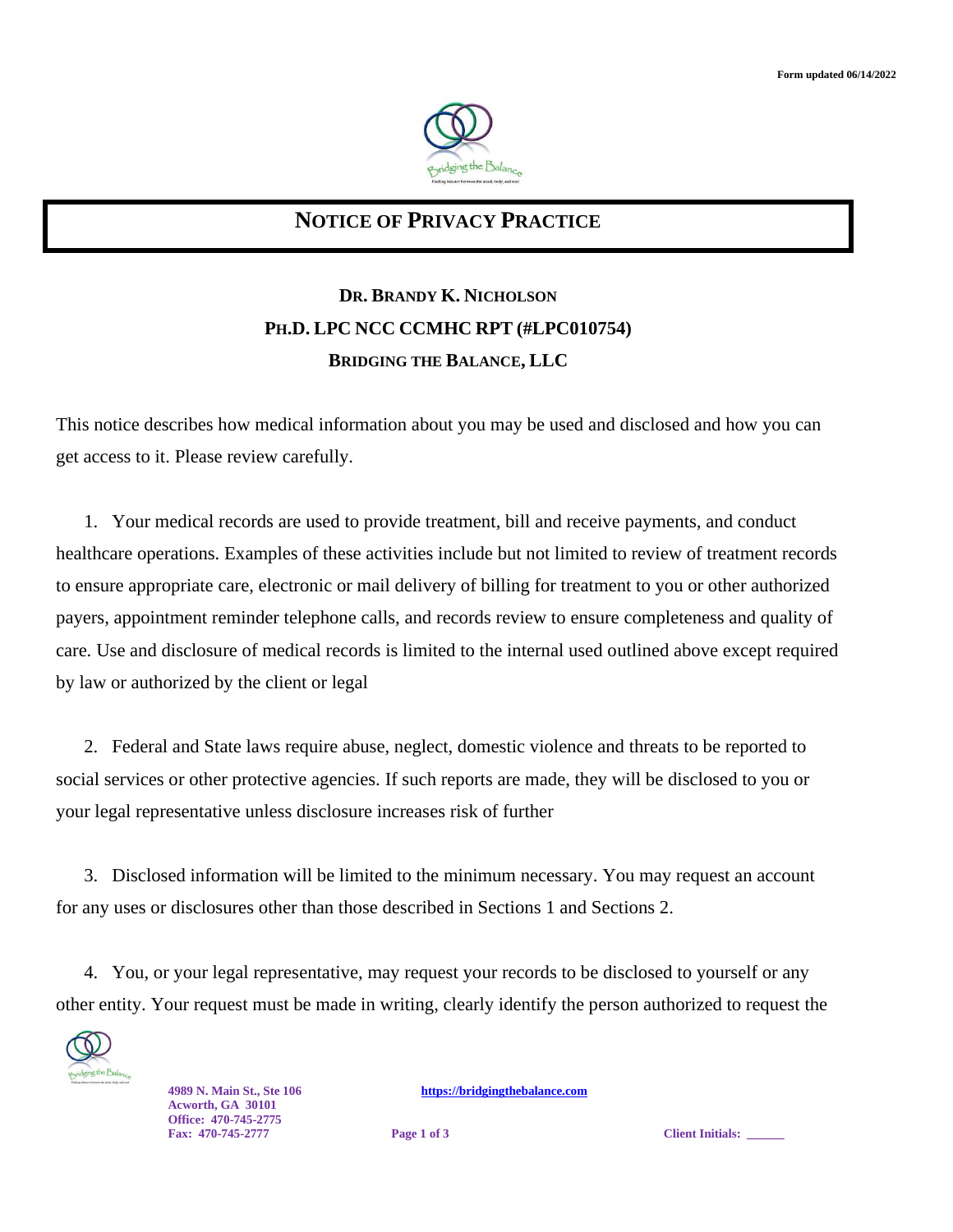Form updated 06/14/2022

# NOTICE OF PRIVACY PRACTICE

**DR. BRANDY K. NICHOLSON**
**PH.D. LPC NCC CCMHC RPT (#LPC010754)**
**BRIDGING THE BALANCE, LLC**

This notice describes how medical information about you may be used and disclosed and how you can get access to it. Please review carefully.

1. Your medical records are used to provide treatment, bill and receive payments, and conduct healthcare operations. Examples of these activities include but not limited to review of treatment records to ensure appropriate care, electronic or mail delivery of billing for treatment to you or other authorized payers, appointment reminder telephone calls, and records review to ensure completeness and quality of care. Use and disclosure of medical records is limited to the internal used outlined above except required by law or authorized by the client or legal

2. Federal and State laws require abuse, neglect, domestic violence and threats to be reported to social services or other protective agencies. If such reports are made, they will be disclosed to you or your legal representative unless disclosure increases risk of further

3. Disclosed information will be limited to the minimum necessary. You may request an account for any uses or disclosures other than those described in Sections 1 and Sections 2.

4. You, or your legal representative, may request your records to be disclosed to yourself or any other entity. Your request must be made in writing, clearly identify the person authorized to request the

**4989 N. Main St., Ste 106**
**Acworth, GA 30101**
**Office: 470-745-2775**
**Fax: 470-745-2777**

**https://bridgingthebalance.com**

**Client Initials: ______**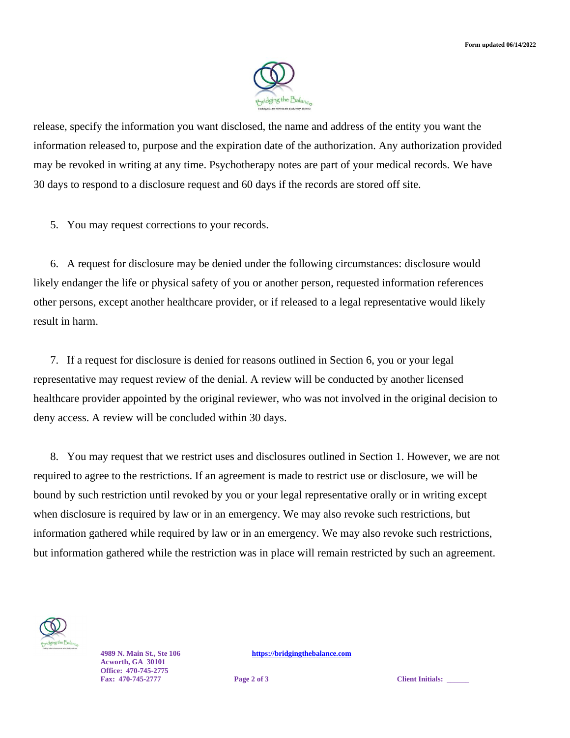release, specify the information you want disclosed, the name and address of the entity you want the information released to, purpose and the expiration date of the authorization. Any authorization provided may be revoked in writing at any time. Psychotherapy notes are part of your medical records. We have 30 days to respond to a disclosure request and 60 days if the records are stored off site.

5. You may request corrections to your records.

6. A request for disclosure may be denied under the following circumstances: disclosure would likely endanger the life or physical safety of you or another person, requested information references other persons, except another healthcare provider, or if released to a legal representative would likely result in harm.

7. If a request for disclosure is denied for reasons outlined in Section 6, you or your legal representative may request review of the denial. A review will be conducted by another licensed healthcare provider appointed by the original reviewer, who was not involved in the original decision to deny access. A review will be concluded within 30 days.

8. You may request that we restrict uses and disclosures outlined in Section 1. However, we are not required to agree to the restrictions. If an agreement is made to restrict use or disclosure, we will be bound by such restriction until revoked by you or your legal representative orally or in writing except when disclosure is required by law or in an emergency. We may also revoke such restrictions, but information gathered while required by law or in an emergency. We may also revoke such restrictions, but information gathered while the restriction was in place will remain restricted by such an agreement.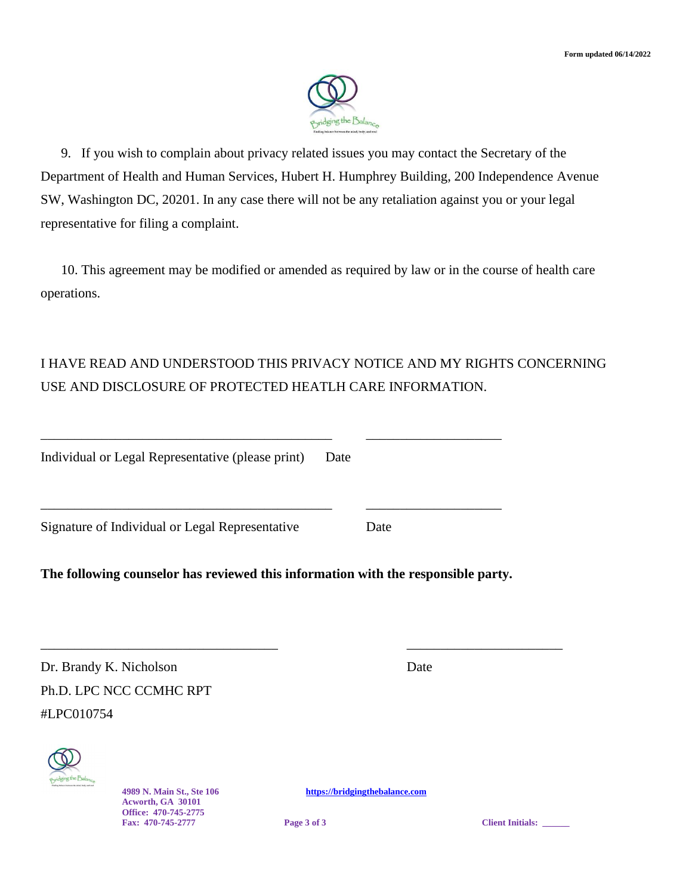9. If you wish to complain about privacy related issues you may contact the Secretary of the Department of Health and Human Services, Hubert H. Humphrey Building, 200 Independence Avenue SW, Washington DC, 20201. In any case there will not be any retaliation against you or your legal representative for filing a complaint.

10. This agreement may be modified or amended as required by law or in the course of health care operations.

I HAVE READ AND UNDERSTOOD THIS PRIVACY NOTICE AND MY RIGHTS CONCERNING USE AND DISCLOSURE OF PROTECTED HEATLH CARE INFORMATION.

_____________________________________________ ____________________

Individual or Legal Representative (please print) Date

_____________________________________________ ____________________

Signature of Individual or Legal Representative Date

**The following counselor has reviewed this information with the responsible party.**

____________________________________ _______________________

Dr. Brandy K. Nicholson Date

Ph.D. LPC NCC CCMHC RPT

#LPC010754

**4989 N. Main St., Ste 106**
**Acworth, GA 30101**
**Office: 470-745-2775**
**Fax: 470-745-2777**

**https://bridgingthebalance.com**

**Client Initials: ______**